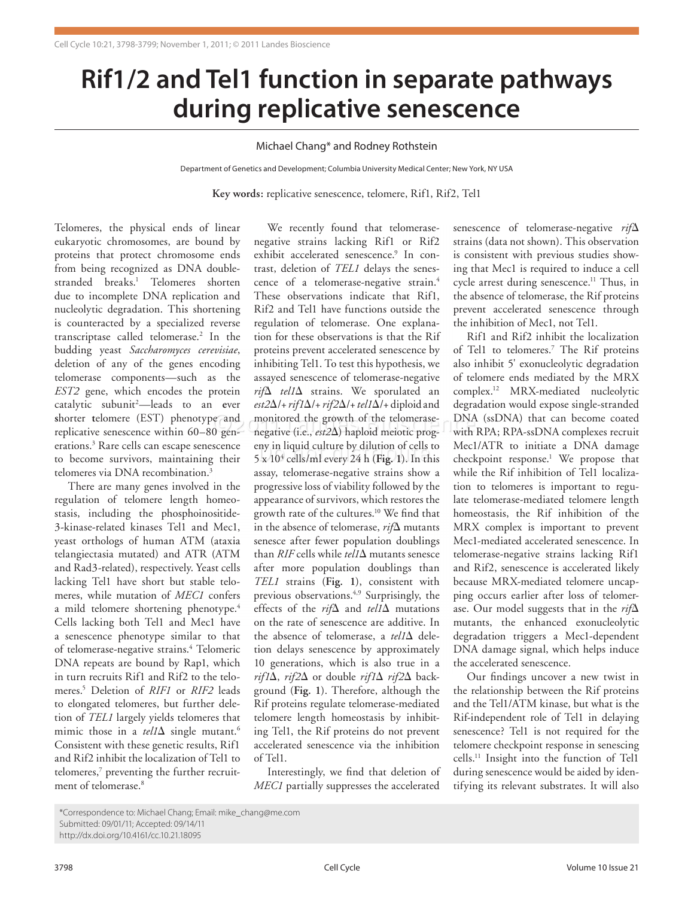# Rif1/2 and Tel1 function in separate pathways during replicative senescence

Michael Chang* and Rodney Rothstein

Department of Genetics and Development; Columbia University Medical Center; New York, NY USA

**Key words:** replicative senescence, telomere, Rif1, Rif2, Tel1

Telomeres, the physical ends of linear eukaryotic chromosomes, are bound by proteins that protect chromosome ends from being recognized as DNA double-stranded breaks.[1] Telomeres shorten due to incomplete DNA replication and nucleolytic degradation. This shortening is counteracted by a specialized reverse transcriptase called telomerase.[2] In the budding yeast *Saccharomyces cerevisiae*, deletion of any of the genes encoding telomerase components—such as the *EST2* gene, which encodes the protein catalytic subunit[2]—leads to an **e**ver **s**horter **t**elomere (EST) phenotype and replicative senescence within 60–80 generations.[3] Rare cells can escape senescence to become survivors, maintaining their telomeres via DNA recombination.[3]

There are many genes involved in the regulation of telomere length homeostasis, including the phosphoinositide-3-kinase-related kinases Tel1 and Mec1, yeast orthologs of human ATM (ataxia telangiectasia mutated) and ATR (ATM and Rad3-related), respectively. Yeast cells lacking Tel1 have short but stable telomeres, while mutation of *MEC1* confers a mild telomere shortening phenotype.[4] Cells lacking both Tel1 and Mec1 have a senescence phenotype similar to that of telomerase-negative strains.[4] Telomeric DNA repeats are bound by Rap1, which in turn recruits Rif1 and Rif2 to the telomeres.[5] Deletion of *RIF1* or *RIF2* leads to elongated telomeres, but further deletion of *TEL1* largely yields telomeres that mimic those in a *tel1*Δ single mutant.[6] Consistent with these genetic results, Rif1 and Rif2 inhibit the localization of Tel1 to telomeres,[7] preventing the further recruitment of telomerase.[8]

We recently found that telomerase-negative strains lacking Rif1 or Rif2 exhibit accelerated senescence.[9] In contrast, deletion of *TEL1* delays the senescence of a telomerase-negative strain.[4] These observations indicate that Rif1, Rif2 and Tel1 have functions outside the regulation of telomerase. One explanation for these observations is that the Rif proteins prevent accelerated senescence by inhibiting Tel1. To test this hypothesis, we assayed senescence of telomerase-negative *rif*Δ *tel1*Δ strains. We sporulated an *est2*Δ/+ *rif1*Δ/+ *rif2*Δ/+ *tel1*Δ/+ diploid and monitored the growth of the telomerase-negative (i.e., *est2*Δ) haploid meiotic progeny in liquid culture by dilution of cells to $5 \times 10^4$ cells/ml every 24 h (**Fig. 1**). In this assay, telomerase-negative strains show a progressive loss of viability followed by the appearance of survivors, which restores the growth rate of the cultures.[10] We find that in the absence of telomerase, *rif*Δ mutants senesce after fewer population doublings than *RIF* cells while *tel1*Δ mutants senesce after more population doublings than *TEL1* strains (**Fig. 1**), consistent with previous observations.[4,9] Surprisingly, the effects of the *rif*Δ and *tel1*Δ mutations on the rate of senescence are additive. In the absence of telomerase, a *tel1*Δ deletion delays senescence by approximately 10 generations, which is also true in a *rif1*Δ, *rif2*Δ or double *rif1*Δ *rif2*Δ background (**Fig. 1**). Therefore, although the Rif proteins regulate telomerase-mediated telomere length homeostasis by inhibiting Tel1, the Rif proteins do not prevent accelerated senescence via the inhibition of Tel1.

Interestingly, we find that deletion of *MEC1* partially suppresses the accelerated senescence of telomerase-negative *rif*Δ strains (data not shown). This observation is consistent with previous studies showing that Mec1 is required to induce a cell cycle arrest during senescence.[11] Thus, in the absence of telomerase, the Rif proteins prevent accelerated senescence through the inhibition of Mec1.

Rif1 and Rif2 inhibit the localization of Tel1 to telomeres.[7] The Rif proteins also inhibit 5' exonucleolytic degradation of telomere ends mediated by the MRX complex.[12] MRX-mediated nucleolytic degradation would expose single-stranded DNA (ssDNA) that can become coated with RPA; RPA-ssDNA complexes recruit Mec1/ATR to initiate a DNA damage checkpoint response.[1] We propose that while the Rif inhibition of Tel1 localization to telomeres is important to regulate telomerase-mediated telomere length homeostasis, the Rif inhibition of the MRX complex is important to prevent Mec1-mediated accelerated senescence. In telomerase-negative strains lacking Rif1 and Rif2, senescence is accelerated likely because MRX-mediated telomere uncapping occurs earlier after loss of telomerase. Our model suggests that in the *rif*Δ mutants, the enhanced exonucleolytic degradation triggers a Mec1-dependent DNA damage signal, which helps induce the accelerated senescence.

Our findings uncover a new twist in the relationship between the Rif proteins and the Tel1/ATM kinase, but what is the Rif-independent role of Tel1 in delaying senescence? Tel1 is not required for the telomere checkpoint response in senescing cells.[11] Insight into the function of Tel1 during senescence would be aided by identifying its relevant substrates. It will also

*Correspondence to: Michael Chang; Email: mike_chang@me.com
Submitted: 09/01/11; Accepted: 09/14/11
http://dx.doi.org/10.4161/cc.10.21.18095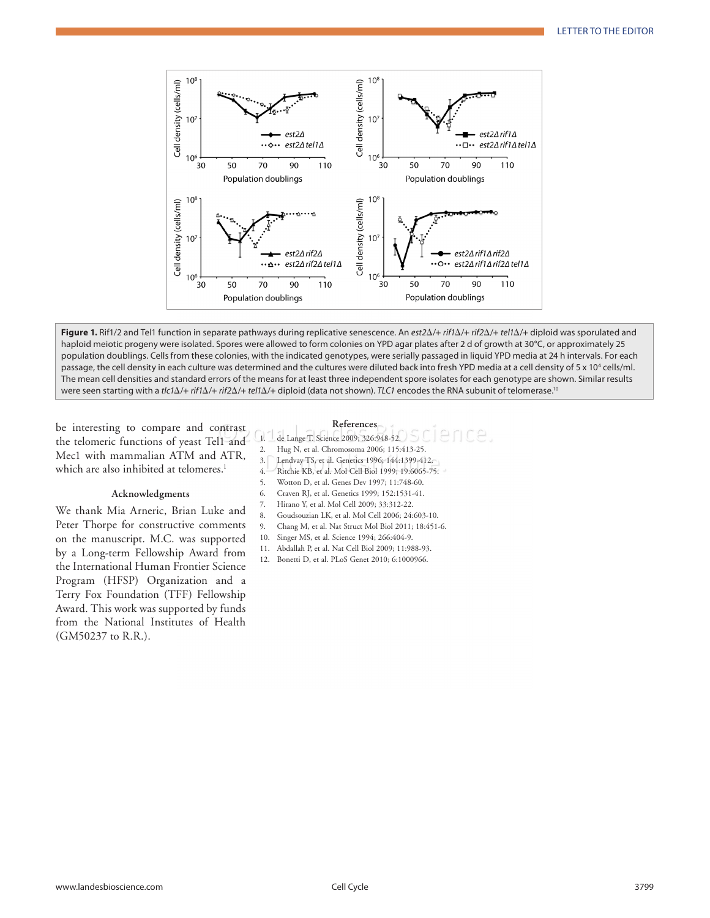Cell density (cells/ml)

$10^8$

$10^7$

$10^6$

30 50 70 90 110

Population doublings

*est2Δ*

*est2Δ tel1Δ*

Cell density (cells/ml)

$10^8$

$10^7$

$10^6$

30 50 70 90 110

Population doublings

*est2Δ rif1Δ*

*est2Δ rif1Δ tel1Δ*

Cell density (cells/ml)

$10^8$

$10^7$

$10^6$

30 50 70 90 110

Population doublings

*est2Δ rif2Δ*

*est2Δ rif2Δ tel1Δ*

Cell density (cells/ml)

$10^8$

$10^7$

$10^6$

30 50 70 90 110

Population doublings

*est2Δ rif1Δ rif2Δ*

*est2Δ rif1Δ rif2Δ tel1Δ*

**Figure 1.** Rif1/2 and Tel1 function in separate pathways during replicative senescence. An *est2Δ/+ rif1Δ/+ rif2Δ/+ tel1Δ/+* diploid was sporulated and haploid meiotic progeny were isolated. Spores were allowed to form colonies on YPD agar plates after 2 d of growth at 30°C, or approximately 25 population doublings. Cells from these colonies, with the indicated genotypes, were serially passaged in liquid YPD media at 24 h intervals. For each passage, the cell density in each culture was determined and the cultures were diluted back into fresh YPD media at a cell density of $5 \times 10^4$ cells/ml. The mean cell densities and standard errors of the means for at least three independent spore isolates for each genotype are shown. Similar results were seen starting with a *tlc1Δ/+ rif1Δ/+ rif2Δ/+ tel1Δ/+* diploid (data not shown). *TLC1* encodes the RNA subunit of telomerase.[10]

be interesting to compare and contrast the telomeric functions of yeast Tel1 and Mec1 with mammalian ATM and ATR, which are also inhibited at telomeres.[1]

### Acknowledgments

We thank Mia Arneric, Brian Luke and Peter Thorpe for constructive comments on the manuscript. M.C. was supported by a Long-term Fellowship Award from the International Human Frontier Science Program (HFSP) Organization and a Terry Fox Foundation (TFF) Fellowship Award. This work was supported by funds from the National Institutes of Health (GM50237 to R.R.).

### References

1. de Lange T. Science 2009; 326:948-52.
2. Hug N, et al. Chromosoma 2006; 115:413-25.
3. Lendvay TS, et al. Genetics 1996; 144:1399-412.
4. Ritchie KB, et al. Mol Cell Biol 1999; 19:6065-75.
5. Wotton D, et al. Genes Dev 1997; 11:748-60.
6. Craven RJ, et al. Genetics 1999; 152:1531-41.
7. Hirano Y, et al. Mol Cell 2009; 33:312-22.
8. Goudsouzian LK, et al. Mol Cell 2006; 24:603-10.
9. Chang M, et al. Nat Struct Mol Biol 2011; 18:451-6.
10. Singer MS, et al. Science 1994; 266:404-9.
11. Abdallah P, et al. Nat Cell Biol 2009; 11:988-93.
12. Bonetti D, et al. PLoS Genet 2010; 6:1000966.